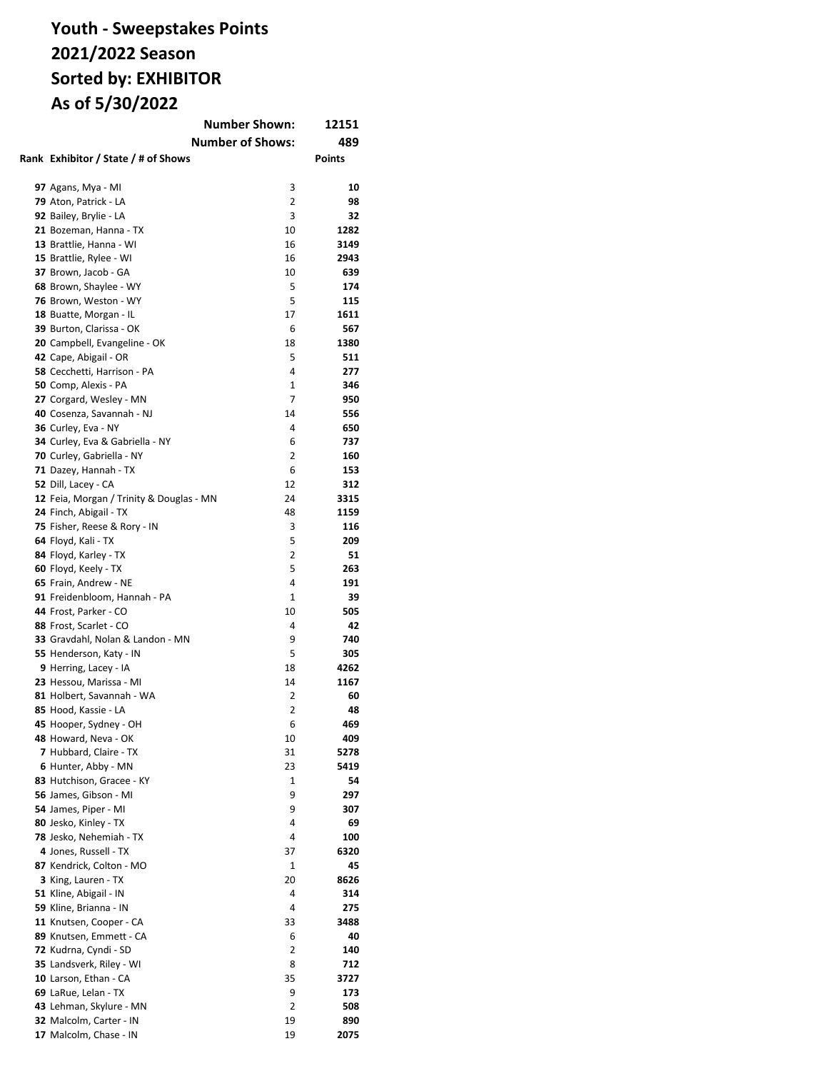# Youth - Sweepstakes Points
# 2021/2022 Season
# Sorted by: EXHIBITOR
# As of 5/30/2022

| | | |
|---|---|---|
| | **Number Shown:** | **12151** |
| | **Number of Shows:** | **489** |

| Rank | Exhibitor / State / # of Shows | | Points |
|---|---|---|---|
| **97** | Agans, Mya - MI | 3 | **10** |
| **79** | Aton, Patrick - LA | 2 | **98** |
| **92** | Bailey, Brylie - LA | 3 | **32** |
| **21** | Bozeman, Hanna - TX | 10 | **1282** |
| **13** | Brattlie, Hanna - WI | 16 | **3149** |
| **15** | Brattlie, Rylee - WI | 16 | **2943** |
| **37** | Brown, Jacob - GA | 10 | **639** |
| **68** | Brown, Shaylee - WY | 5 | **174** |
| **76** | Brown, Weston - WY | 5 | **115** |
| **18** | Buatte, Morgan - IL | 17 | **1611** |
| **39** | Burton, Clarissa - OK | 6 | **567** |
| **20** | Campbell, Evangeline - OK | 18 | **1380** |
| **42** | Cape, Abigail - OR | 5 | **511** |
| **58** | Cecchetti, Harrison - PA | 4 | **277** |
| **50** | Comp, Alexis - PA | 1 | **346** |
| **27** | Corgard, Wesley - MN | 7 | **950** |
| **40** | Cosenza, Savannah - NJ | 14 | **556** |
| **36** | Curley, Eva - NY | 4 | **650** |
| **34** | Curley, Eva & Gabriella - NY | 6 | **737** |
| **70** | Curley, Gabriella - NY | 2 | **160** |
| **71** | Dazey, Hannah - TX | 6 | **153** |
| **52** | Dill, Lacey - CA | 12 | **312** |
| **12** | Feia, Morgan / Trinity & Douglas - MN | 24 | **3315** |
| **24** | Finch, Abigail - TX | 48 | **1159** |
| **75** | Fisher, Reese & Rory - IN | 3 | **116** |
| **64** | Floyd, Kali - TX | 5 | **209** |
| **84** | Floyd, Karley - TX | 2 | **51** |
| **60** | Floyd, Keely - TX | 5 | **263** |
| **65** | Frain, Andrew - NE | 4 | **191** |
| **91** | Freidenbloom, Hannah - PA | 1 | **39** |
| **44** | Frost, Parker - CO | 10 | **505** |
| **88** | Frost, Scarlet - CO | 4 | **42** |
| **33** | Gravdahl, Nolan & Landon - MN | 9 | **740** |
| **55** | Henderson, Katy - IN | 5 | **305** |
| **9** | Herring, Lacey - IA | 18 | **4262** |
| **23** | Hessou, Marissa - MI | 14 | **1167** |
| **81** | Holbert, Savannah - WA | 2 | **60** |
| **85** | Hood, Kassie - LA | 2 | **48** |
| **45** | Hooper, Sydney - OH | 6 | **469** |
| **48** | Howard, Neva - OK | 10 | **409** |
| **7** | Hubbard, Claire - TX | 31 | **5278** |
| **6** | Hunter, Abby - MN | 23 | **5419** |
| **83** | Hutchison, Gracee - KY | 1 | **54** |
| **56** | James, Gibson - MI | 9 | **297** |
| **54** | James, Piper - MI | 9 | **307** |
| **80** | Jesko, Kinley - TX | 4 | **69** |
| **78** | Jesko, Nehemiah - TX | 4 | **100** |
| **4** | Jones, Russell - TX | 37 | **6320** |
| **87** | Kendrick, Colton - MO | 1 | **45** |
| **3** | King, Lauren - TX | 20 | **8626** |
| **51** | Kline, Abigail - IN | 4 | **314** |
| **59** | Kline, Brianna - IN | 4 | **275** |
| **11** | Knutsen, Cooper - CA | 33 | **3488** |
| **89** | Knutsen, Emmett - CA | 6 | **40** |
| **72** | Kudrna, Cyndi - SD | 2 | **140** |
| **35** | Landsverk, Riley - WI | 8 | **712** |
| **10** | Larson, Ethan - CA | 35 | **3727** |
| **69** | LaRue, Lelan - TX | 9 | **173** |
| **43** | Lehman, Skylure - MN | 2 | **508** |
| **32** | Malcolm, Carter - IN | 19 | **890** |
| **17** | Malcolm, Chase - IN | 19 | **2075** |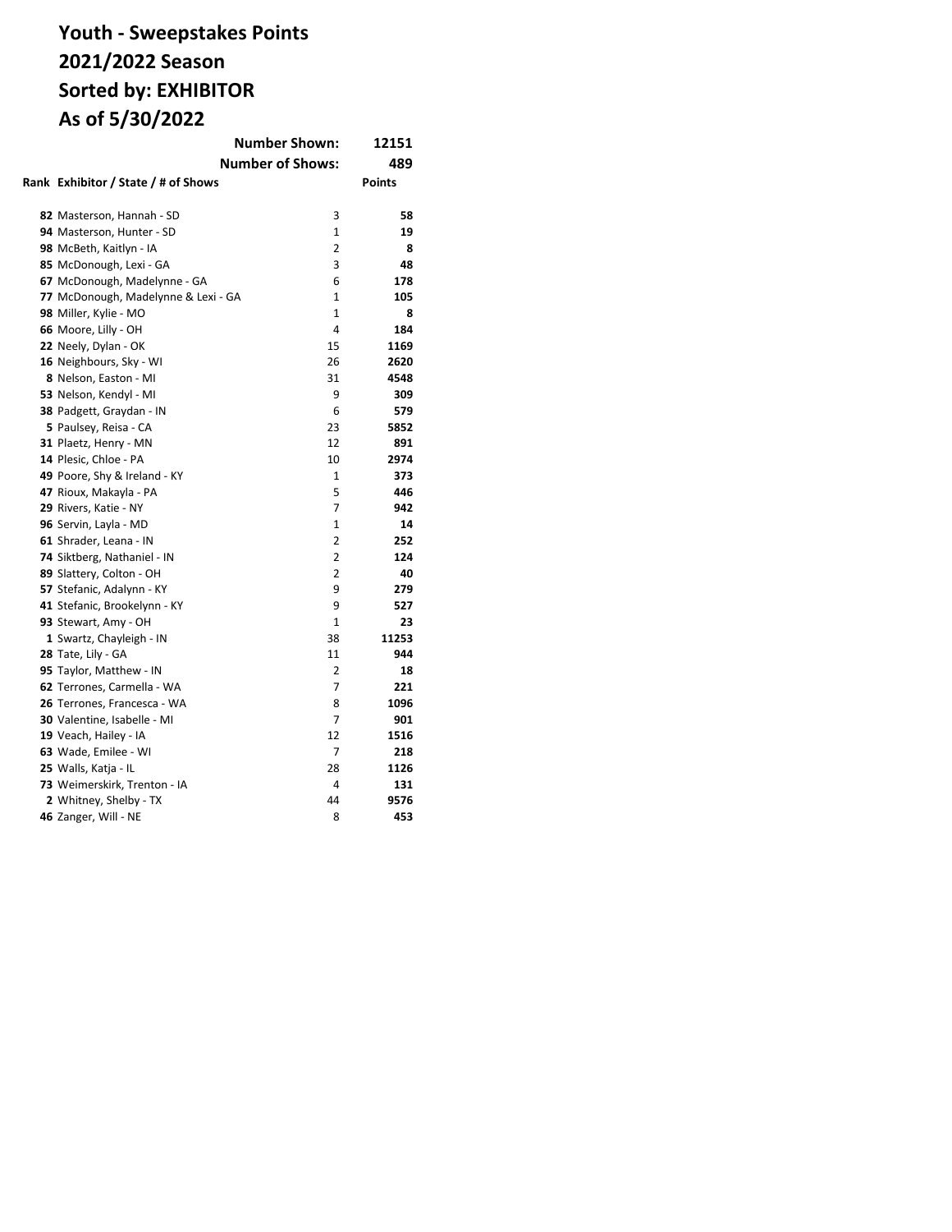# Youth - Sweepstakes Points
# 2021/2022 Season
# Sorted by: EXHIBITOR
# As of 5/30/2022

| | | Number Shown: | 12151 |
|---|---|---|---|
| | | Number of Shows: | 489 |
| **Rank** | **Exhibitor / State / # of Shows** | | **Points** |
| **82** | Masterson, Hannah - SD | 3 | **58** |
| **94** | Masterson, Hunter - SD | 1 | **19** |
| **98** | McBeth, Kaitlyn - IA | 2 | **8** |
| **85** | McDonough, Lexi - GA | 3 | **48** |
| **67** | McDonough, Madelynne - GA | 6 | **178** |
| **77** | McDonough, Madelynne & Lexi - GA | 1 | **105** |
| **98** | Miller, Kylie - MO | 1 | **8** |
| **66** | Moore, Lilly - OH | 4 | **184** |
| **22** | Neely, Dylan - OK | 15 | **1169** |
| **16** | Neighbours, Sky - WI | 26 | **2620** |
| **8** | Nelson, Easton - MI | 31 | **4548** |
| **53** | Nelson, Kendyl - MI | 9 | **309** |
| **38** | Padgett, Graydan - IN | 6 | **579** |
| **5** | Paulsey, Reisa - CA | 23 | **5852** |
| **31** | Plaetz, Henry - MN | 12 | **891** |
| **14** | Plesic, Chloe - PA | 10 | **2974** |
| **49** | Poore, Shy & Ireland - KY | 1 | **373** |
| **47** | Rioux, Makayla - PA | 5 | **446** |
| **29** | Rivers, Katie - NY | 7 | **942** |
| **96** | Servin, Layla - MD | 1 | **14** |
| **61** | Shrader, Leana - IN | 2 | **252** |
| **74** | Siktberg, Nathaniel - IN | 2 | **124** |
| **89** | Slattery, Colton - OH | 2 | **40** |
| **57** | Stefanic, Adalynn - KY | 9 | **279** |
| **41** | Stefanic, Brookelynn - KY | 9 | **527** |
| **93** | Stewart, Amy - OH | 1 | **23** |
| **1** | Swartz, Chayleigh - IN | 38 | **11253** |
| **28** | Tate, Lily - GA | 11 | **944** |
| **95** | Taylor, Matthew - IN | 2 | **18** |
| **62** | Terrones, Carmella - WA | 7 | **221** |
| **26** | Terrones, Francesca - WA | 8 | **1096** |
| **30** | Valentine, Isabelle - MI | 7 | **901** |
| **19** | Veach, Hailey - IA | 12 | **1516** |
| **63** | Wade, Emilee - WI | 7 | **218** |
| **25** | Walls, Katja - IL | 28 | **1126** |
| **73** | Weimerskirk, Trenton - IA | 4 | **131** |
| **2** | Whitney, Shelby - TX | 44 | **9576** |
| **46** | Zanger, Will - NE | 8 | **453** |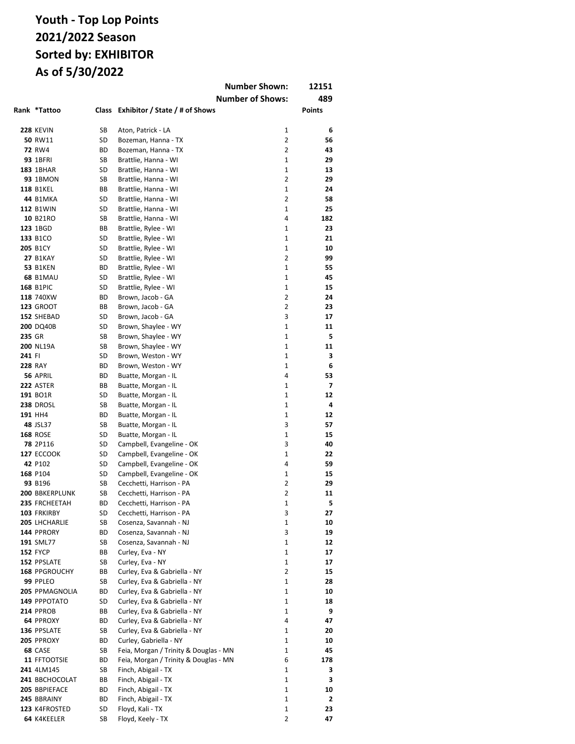# Youth - Top Lop Points
# 2021/2022 Season
# Sorted by: EXHIBITOR
# As of 5/30/2022

Number Shown: **12151**

Number of Shows: **489**

| Rank | *Tattoo | Class | Exhibitor / State / # of Shows | | Points |
|---|---|---|---|---|---|
| **228** | KEVIN | SB | Aton, Patrick - LA | 1 | **6** |
| **50** | RW11 | SD | Bozeman, Hanna - TX | 2 | **56** |
| **72** | RW4 | BD | Bozeman, Hanna - TX | 2 | **43** |
| **93** | 1BFRI | SB | Brattlie, Hanna - WI | 1 | **29** |
| **183** | 1BHAR | SD | Brattlie, Hanna - WI | 1 | **13** |
| **93** | 1BMON | SB | Brattlie, Hanna - WI | 2 | **29** |
| **118** | B1KEL | BB | Brattlie, Hanna - WI | 1 | **24** |
| **44** | B1MKA | SD | Brattlie, Hanna - WI | 2 | **58** |
| **112** | B1WIN | SD | Brattlie, Hanna - WI | 1 | **25** |
| **10** | B21RO | SB | Brattlie, Hanna - WI | 4 | **182** |
| **123** | 1BGD | BB | Brattlie, Rylee - WI | 1 | **23** |
| **133** | B1CO | SD | Brattlie, Rylee - WI | 1 | **21** |
| **205** | B1CY | SD | Brattlie, Rylee - WI | 1 | **10** |
| **27** | B1KAY | SD | Brattlie, Rylee - WI | 2 | **99** |
| **53** | B1KEN | BD | Brattlie, Rylee - WI | 1 | **55** |
| **68** | B1MAU | SD | Brattlie, Rylee - WI | 1 | **45** |
| **168** | B1PIC | SD | Brattlie, Rylee - WI | 1 | **15** |
| **118** | 740XW | BD | Brown, Jacob - GA | 2 | **24** |
| **123** | GROOT | BB | Brown, Jacob - GA | 2 | **23** |
| **152** | SHEBAD | SD | Brown, Jacob - GA | 3 | **17** |
| **200** | DQ40B | SD | Brown, Shaylee - WY | 1 | **11** |
| **235** | GR | SB | Brown, Shaylee - WY | 1 | **5** |
| **200** | NL19A | SB | Brown, Shaylee - WY | 1 | **11** |
| **241** | FI | SD | Brown, Weston - WY | 1 | **3** |
| **228** | RAY | BD | Brown, Weston - WY | 1 | **6** |
| **56** | APRIL | BD | Buatte, Morgan - IL | 4 | **53** |
| **222** | ASTER | BB | Buatte, Morgan - IL | 1 | **7** |
| **191** | BO1R | SD | Buatte, Morgan - IL | 1 | **12** |
| **238** | DROSL | SB | Buatte, Morgan - IL | 1 | **4** |
| **191** | HH4 | BD | Buatte, Morgan - IL | 1 | **12** |
| **48** | JSL37 | SB | Buatte, Morgan - IL | 3 | **57** |
| **168** | ROSE | SD | Buatte, Morgan - IL | 1 | **15** |
| **78** | 2P116 | SD | Campbell, Evangeline - OK | 3 | **40** |
| **127** | ECCOOK | SD | Campbell, Evangeline - OK | 1 | **22** |
| **42** | P102 | SD | Campbell, Evangeline - OK | 4 | **59** |
| **168** | P104 | SD | Campbell, Evangeline - OK | 1 | **15** |
| **93** | B196 | SB | Cecchetti, Harrison - PA | 2 | **29** |
| **200** | BBKERPLUNK | SB | Cecchetti, Harrison - PA | 2 | **11** |
| **235** | FRCHEETAH | BD | Cecchetti, Harrison - PA | 1 | **5** |
| **103** | FRKIRBY | SD | Cecchetti, Harrison - PA | 3 | **27** |
| **205** | LHCHARLIE | SB | Cosenza, Savannah - NJ | 1 | **10** |
| **144** | PPRORY | BD | Cosenza, Savannah - NJ | 3 | **19** |
| **191** | SML77 | SB | Cosenza, Savannah - NJ | 1 | **12** |
| **152** | FYCP | BB | Curley, Eva - NY | 1 | **17** |
| **152** | PPSLATE | SB | Curley, Eva - NY | 1 | **17** |
| **168** | PPGROUCHY | BB | Curley, Eva & Gabriella - NY | 2 | **15** |
| **99** | PPLEO | SB | Curley, Eva & Gabriella - NY | 1 | **28** |
| **205** | PPMAGNOLIA | BD | Curley, Eva & Gabriella - NY | 1 | **10** |
| **149** | PPPOTATO | SD | Curley, Eva & Gabriella - NY | 1 | **18** |
| **214** | PPROB | BB | Curley, Eva & Gabriella - NY | 1 | **9** |
| **64** | PPROXY | BD | Curley, Eva & Gabriella - NY | 4 | **47** |
| **136** | PPSLATE | SB | Curley, Eva & Gabriella - NY | 1 | **20** |
| **205** | PPROXY | BD | Curley, Gabriella - NY | 1 | **10** |
| **68** | CASE | SB | Feia, Morgan / Trinity & Douglas - MN | 1 | **45** |
| **11** | FFTOOTSIE | BD | Feia, Morgan / Trinity & Douglas - MN | 6 | **178** |
| **241** | 4LM145 | SB | Finch, Abigail - TX | 1 | **3** |
| **241** | BBCHOCOLAT | BB | Finch, Abigail - TX | 1 | **3** |
| **205** | BBPIEFACE | BD | Finch, Abigail - TX | 1 | **10** |
| **245** | BBRAINY | BD | Finch, Abigail - TX | 1 | **2** |
| **123** | K4FROSTED | SD | Floyd, Kali - TX | 1 | **23** |
| **64** | K4KEELER | SB | Floyd, Keely - TX | 2 | **47** |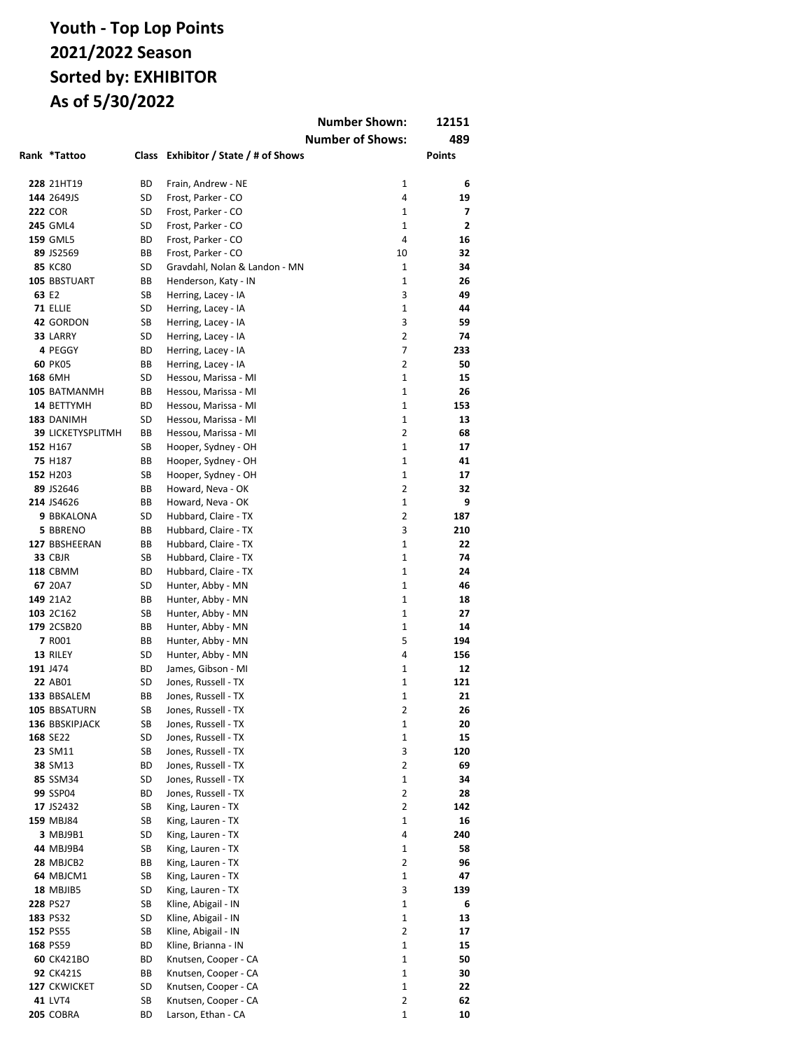# Youth - Top Lop Points
# 2021/2022 Season
# Sorted by: EXHIBITOR
# As of 5/30/2022

Number Shown: 12151

Number of Shows: 489

| Rank | *Tattoo | Class | Exhibitor / State / # of Shows | | Points |
|---|---|---|---|---|---|
| 228 | 21HT19 | BD | Frain, Andrew - NE | 1 | 6 |
| 144 | 2649JS | SD | Frost, Parker - CO | 4 | 19 |
| 222 | COR | SD | Frost, Parker - CO | 1 | 7 |
| 245 | GML4 | SD | Frost, Parker - CO | 1 | 2 |
| 159 | GML5 | BD | Frost, Parker - CO | 4 | 16 |
| 89 | JS2569 | BB | Frost, Parker - CO | 10 | 32 |
| 85 | KC80 | SD | Gravdahl, Nolan & Landon - MN | 1 | 34 |
| 105 | BBSTUART | BB | Henderson, Katy - IN | 1 | 26 |
| 63 | E2 | SB | Herring, Lacey - IA | 3 | 49 |
| 71 | ELLIE | SD | Herring, Lacey - IA | 1 | 44 |
| 42 | GORDON | SB | Herring, Lacey - IA | 3 | 59 |
| 33 | LARRY | SD | Herring, Lacey - IA | 2 | 74 |
| 4 | PEGGY | BD | Herring, Lacey - IA | 7 | 233 |
| 60 | PK05 | BB | Herring, Lacey - IA | 2 | 50 |
| 168 | 6MH | SD | Hessou, Marissa - MI | 1 | 15 |
| 105 | BATMANMH | BB | Hessou, Marissa - MI | 1 | 26 |
| 14 | BETTYMH | BD | Hessou, Marissa - MI | 1 | 153 |
| 183 | DANIMH | SD | Hessou, Marissa - MI | 1 | 13 |
| 39 | LICKETYSPLITMH | BB | Hessou, Marissa - MI | 2 | 68 |
| 152 | H167 | SB | Hooper, Sydney - OH | 1 | 17 |
| 75 | H187 | BB | Hooper, Sydney - OH | 1 | 41 |
| 152 | H203 | SB | Hooper, Sydney - OH | 1 | 17 |
| 89 | JS2646 | BB | Howard, Neva - OK | 2 | 32 |
| 214 | JS4626 | BB | Howard, Neva - OK | 1 | 9 |
| 9 | BBKALONA | SD | Hubbard, Claire - TX | 2 | 187 |
| 5 | BBRENO | BB | Hubbard, Claire - TX | 3 | 210 |
| 127 | BBSHEERAN | BB | Hubbard, Claire - TX | 1 | 22 |
| 33 | CBJR | SB | Hubbard, Claire - TX | 1 | 74 |
| 118 | CBMM | BD | Hubbard, Claire - TX | 1 | 24 |
| 67 | 20A7 | SD | Hunter, Abby - MN | 1 | 46 |
| 149 | 21A2 | BB | Hunter, Abby - MN | 1 | 18 |
| 103 | 2C162 | SB | Hunter, Abby - MN | 1 | 27 |
| 179 | 2CSB20 | BB | Hunter, Abby - MN | 1 | 14 |
| 7 | R001 | BB | Hunter, Abby - MN | 5 | 194 |
| 13 | RILEY | SD | Hunter, Abby - MN | 4 | 156 |
| 191 | J474 | BD | James, Gibson - MI | 1 | 12 |
| 22 | AB01 | SD | Jones, Russell - TX | 1 | 121 |
| 133 | BBSALEM | BB | Jones, Russell - TX | 1 | 21 |
| 105 | BBSATURN | SB | Jones, Russell - TX | 2 | 26 |
| 136 | BBSKIPJACK | SB | Jones, Russell - TX | 1 | 20 |
| 168 | SE22 | SD | Jones, Russell - TX | 1 | 15 |
| 23 | SM11 | SB | Jones, Russell - TX | 3 | 120 |
| 38 | SM13 | BD | Jones, Russell - TX | 2 | 69 |
| 85 | SSM34 | SD | Jones, Russell - TX | 1 | 34 |
| 99 | SSP04 | BD | Jones, Russell - TX | 2 | 28 |
| 17 | JS2432 | SB | King, Lauren - TX | 2 | 142 |
| 159 | MBJ84 | SB | King, Lauren - TX | 1 | 16 |
| 3 | MBJ9B1 | SD | King, Lauren - TX | 4 | 240 |
| 44 | MBJ9B4 | SB | King, Lauren - TX | 1 | 58 |
| 28 | MBJCB2 | BB | King, Lauren - TX | 2 | 96 |
| 64 | MBJCM1 | SB | King, Lauren - TX | 1 | 47 |
| 18 | MBJIB5 | SD | King, Lauren - TX | 3 | 139 |
| 228 | PS27 | SB | Kline, Abigail - IN | 1 | 6 |
| 183 | PS32 | SD | Kline, Abigail - IN | 1 | 13 |
| 152 | PS55 | SB | Kline, Abigail - IN | 2 | 17 |
| 168 | PS59 | BD | Kline, Brianna - IN | 1 | 15 |
| 60 | CK421BO | BD | Knutsen, Cooper - CA | 1 | 50 |
| 92 | CK421S | BB | Knutsen, Cooper - CA | 1 | 30 |
| 127 | CKWICKET | SD | Knutsen, Cooper - CA | 1 | 22 |
| 41 | LVT4 | SB | Knutsen, Cooper - CA | 2 | 62 |
| 205 | COBRA | BD | Larson, Ethan - CA | 1 | 10 |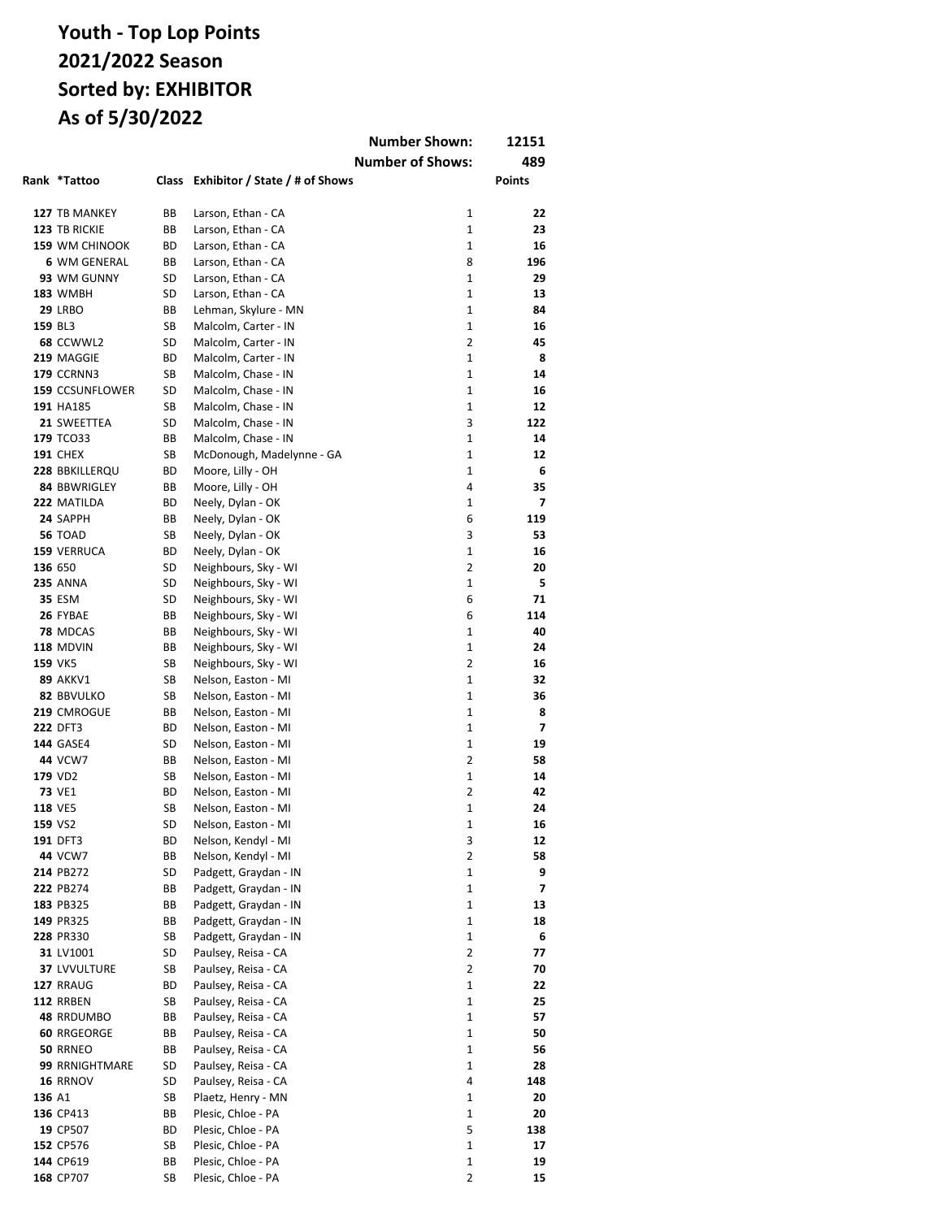# Youth - Top Lop Points
# 2021/2022 Season
# Sorted by: EXHIBITOR
# As of 5/30/2022

| | | | Number Shown: | | 12151 |
|---|---|---|---|---|---|
| | | | Number of Shows: | | 489 |
| **Rank** | **\*Tattoo** | **Class** | **Exhibitor / State / # of Shows** | | **Points** |
| 127 | TB MANKEY | BB | Larson, Ethan - CA | 1 | 22 |
| 123 | TB RICKIE | BB | Larson, Ethan - CA | 1 | 23 |
| 159 | WM CHINOOK | BD | Larson, Ethan - CA | 1 | 16 |
| 6 | WM GENERAL | BB | Larson, Ethan - CA | 8 | 196 |
| 93 | WM GUNNY | SD | Larson, Ethan - CA | 1 | 29 |
| 183 | WMBH | SD | Larson, Ethan - CA | 1 | 13 |
| 29 | LRBO | BB | Lehman, Skylure - MN | 1 | 84 |
| 159 | BL3 | SB | Malcolm, Carter - IN | 1 | 16 |
| 68 | CCWWL2 | SD | Malcolm, Carter - IN | 2 | 45 |
| 219 | MAGGIE | BD | Malcolm, Carter - IN | 1 | 8 |
| 179 | CCRNN3 | SB | Malcolm, Chase - IN | 1 | 14 |
| 159 | CCSUNFLOWER | SD | Malcolm, Chase - IN | 1 | 16 |
| 191 | HA185 | SB | Malcolm, Chase - IN | 1 | 12 |
| 21 | SWEETTEA | SD | Malcolm, Chase - IN | 3 | 122 |
| 179 | TCO33 | BB | Malcolm, Chase - IN | 1 | 14 |
| 191 | CHEX | SB | McDonough, Madelynne - GA | 1 | 12 |
| 228 | BBKILLERQU | BD | Moore, Lilly - OH | 1 | 6 |
| 84 | BBWRIGLEY | BB | Moore, Lilly - OH | 4 | 35 |
| 222 | MATILDA | BD | Neely, Dylan - OK | 1 | 7 |
| 24 | SAPPH | BB | Neely, Dylan - OK | 6 | 119 |
| 56 | TOAD | SB | Neely, Dylan - OK | 3 | 53 |
| 159 | VERRUCA | BD | Neely, Dylan - OK | 1 | 16 |
| 136 | 650 | SD | Neighbours, Sky - WI | 2 | 20 |
| 235 | ANNA | SD | Neighbours, Sky - WI | 1 | 5 |
| 35 | ESM | SD | Neighbours, Sky - WI | 6 | 71 |
| 26 | FYBAE | BB | Neighbours, Sky - WI | 6 | 114 |
| 78 | MDCAS | BB | Neighbours, Sky - WI | 1 | 40 |
| 118 | MDVIN | BB | Neighbours, Sky - WI | 1 | 24 |
| 159 | VK5 | SB | Neighbours, Sky - WI | 2 | 16 |
| 89 | AKKV1 | SB | Nelson, Easton - MI | 1 | 32 |
| 82 | BBVULKO | SB | Nelson, Easton - MI | 1 | 36 |
| 219 | CMROGUE | BB | Nelson, Easton - MI | 1 | 8 |
| 222 | DFT3 | BD | Nelson, Easton - MI | 1 | 7 |
| 144 | GASE4 | SD | Nelson, Easton - MI | 1 | 19 |
| 44 | VCW7 | BB | Nelson, Easton - MI | 2 | 58 |
| 179 | VD2 | SB | Nelson, Easton - MI | 1 | 14 |
| 73 | VE1 | BD | Nelson, Easton - MI | 2 | 42 |
| 118 | VE5 | SB | Nelson, Easton - MI | 1 | 24 |
| 159 | VS2 | SD | Nelson, Easton - MI | 1 | 16 |
| 191 | DFT3 | BD | Nelson, Kendyl - MI | 3 | 12 |
| 44 | VCW7 | BB | Nelson, Kendyl - MI | 2 | 58 |
| 214 | PB272 | SD | Padgett, Graydan - IN | 1 | 9 |
| 222 | PB274 | BB | Padgett, Graydan - IN | 1 | 7 |
| 183 | PB325 | BB | Padgett, Graydan - IN | 1 | 13 |
| 149 | PR325 | BB | Padgett, Graydan - IN | 1 | 18 |
| 228 | PR330 | SB | Padgett, Graydan - IN | 1 | 6 |
| 31 | LV1001 | SD | Paulsey, Reisa - CA | 2 | 77 |
| 37 | LVVULTURE | SB | Paulsey, Reisa - CA | 2 | 70 |
| 127 | RRAUG | BD | Paulsey, Reisa - CA | 1 | 22 |
| 112 | RRBEN | SB | Paulsey, Reisa - CA | 1 | 25 |
| 48 | RRDUMBO | BB | Paulsey, Reisa - CA | 1 | 57 |
| 60 | RRGEORGE | BB | Paulsey, Reisa - CA | 1 | 50 |
| 50 | RRNEO | BB | Paulsey, Reisa - CA | 1 | 56 |
| 99 | RRNIGHTMARE | SD | Paulsey, Reisa - CA | 1 | 28 |
| 16 | RRNOV | SD | Paulsey, Reisa - CA | 4 | 148 |
| 136 | A1 | SB | Plaetz, Henry - MN | 1 | 20 |
| 136 | CP413 | BB | Plesic, Chloe - PA | 1 | 20 |
| 19 | CP507 | BD | Plesic, Chloe - PA | 5 | 138 |
| 152 | CP576 | SB | Plesic, Chloe - PA | 1 | 17 |
| 144 | CP619 | BB | Plesic, Chloe - PA | 1 | 19 |
| 168 | CP707 | SB | Plesic, Chloe - PA | 2 | 15 |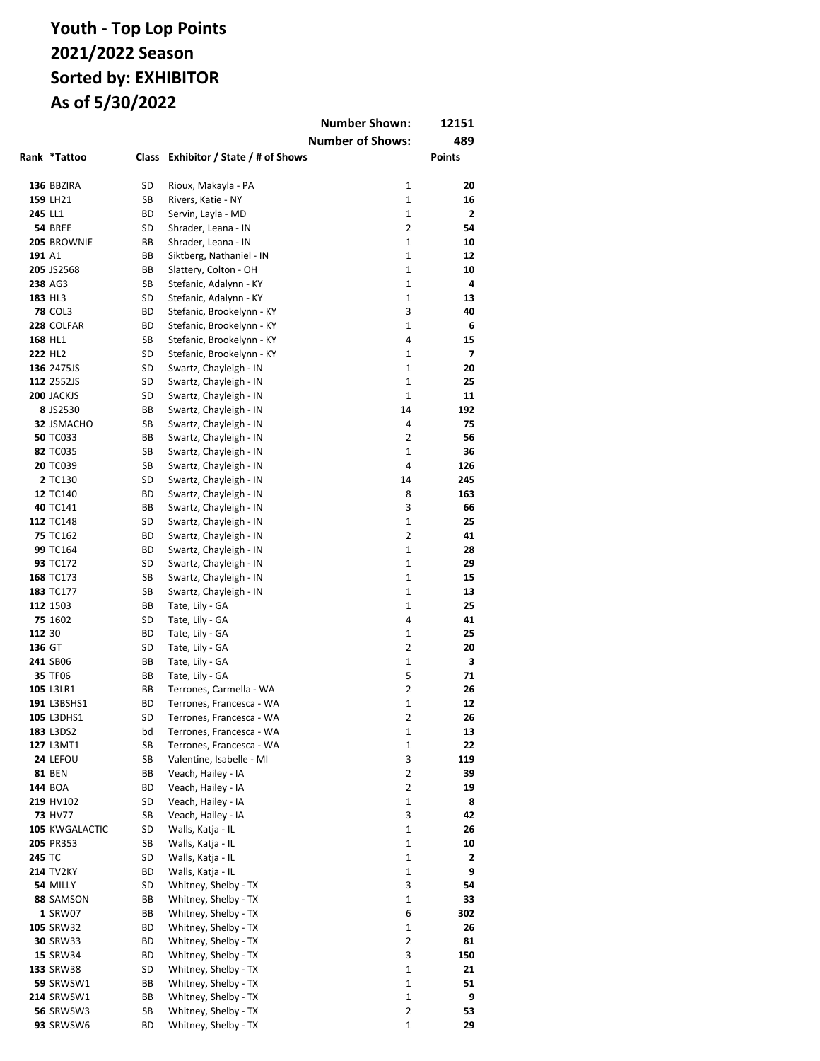# Youth - Top Lop Points
# 2021/2022 Season
# Sorted by: EXHIBITOR
# As of 5/30/2022

**Number Shown:** 12151

**Number of Shows:** 489

| Rank | *Tattoo | Class | Exhibitor / State / # of Shows | | Points |
|---|---|---|---|---|---|
| 136 | BBZIRA | SD | Rioux, Makayla - PA | 1 | 20 |
| 159 | LH21 | SB | Rivers, Katie - NY | 1 | 16 |
| 245 | LL1 | BD | Servin, Layla - MD | 1 | 2 |
| 54 | BREE | SD | Shrader, Leana - IN | 2 | 54 |
| 205 | BROWNIE | BB | Shrader, Leana - IN | 1 | 10 |
| 191 | A1 | BB | Siktberg, Nathaniel - IN | 1 | 12 |
| 205 | JS2568 | BB | Slattery, Colton - OH | 1 | 10 |
| 238 | AG3 | SB | Stefanic, Adalynn - KY | 1 | 4 |
| 183 | HL3 | SD | Stefanic, Adalynn - KY | 1 | 13 |
| 78 | COL3 | BD | Stefanic, Brookelynn - KY | 3 | 40 |
| 228 | COLFAR | BD | Stefanic, Brookelynn - KY | 1 | 6 |
| 168 | HL1 | SB | Stefanic, Brookelynn - KY | 4 | 15 |
| 222 | HL2 | SD | Stefanic, Brookelynn - KY | 1 | 7 |
| 136 | 2475JS | SD | Swartz, Chayleigh - IN | 1 | 20 |
| 112 | 2552JS | SD | Swartz, Chayleigh - IN | 1 | 25 |
| 200 | JACKJS | SD | Swartz, Chayleigh - IN | 1 | 11 |
| 8 | JS2530 | BB | Swartz, Chayleigh - IN | 14 | 192 |
| 32 | JSMACHO | SB | Swartz, Chayleigh - IN | 4 | 75 |
| 50 | TC033 | BB | Swartz, Chayleigh - IN | 2 | 56 |
| 82 | TC035 | SB | Swartz, Chayleigh - IN | 1 | 36 |
| 20 | TC039 | SB | Swartz, Chayleigh - IN | 4 | 126 |
| 2 | TC130 | SD | Swartz, Chayleigh - IN | 14 | 245 |
| 12 | TC140 | BD | Swartz, Chayleigh - IN | 8 | 163 |
| 40 | TC141 | BB | Swartz, Chayleigh - IN | 3 | 66 |
| 112 | TC148 | SD | Swartz, Chayleigh - IN | 1 | 25 |
| 75 | TC162 | BD | Swartz, Chayleigh - IN | 2 | 41 |
| 99 | TC164 | BD | Swartz, Chayleigh - IN | 1 | 28 |
| 93 | TC172 | SD | Swartz, Chayleigh - IN | 1 | 29 |
| 168 | TC173 | SB | Swartz, Chayleigh - IN | 1 | 15 |
| 183 | TC177 | SB | Swartz, Chayleigh - IN | 1 | 13 |
| 112 | 1503 | BB | Tate, Lily - GA | 1 | 25 |
| 75 | 1602 | SD | Tate, Lily - GA | 4 | 41 |
| 112 | 30 | BD | Tate, Lily - GA | 1 | 25 |
| 136 | GT | SD | Tate, Lily - GA | 2 | 20 |
| 241 | SB06 | BB | Tate, Lily - GA | 1 | 3 |
| 35 | TF06 | BB | Tate, Lily - GA | 5 | 71 |
| 105 | L3LR1 | BB | Terrones, Carmella - WA | 2 | 26 |
| 191 | L3BSHS1 | BD | Terrones, Francesca - WA | 1 | 12 |
| 105 | L3DHS1 | SD | Terrones, Francesca - WA | 2 | 26 |
| 183 | L3DS2 | bd | Terrones, Francesca - WA | 1 | 13 |
| 127 | L3MT1 | SB | Terrones, Francesca - WA | 1 | 22 |
| 24 | LEFOU | SB | Valentine, Isabelle - MI | 3 | 119 |
| 81 | BEN | BB | Veach, Hailey - IA | 2 | 39 |
| 144 | BOA | BD | Veach, Hailey - IA | 2 | 19 |
| 219 | HV102 | SD | Veach, Hailey - IA | 1 | 8 |
| 73 | HV77 | SB | Veach, Hailey - IA | 3 | 42 |
| 105 | KWGALACTIC | SD | Walls, Katja - IL | 1 | 26 |
| 205 | PR353 | SB | Walls, Katja - IL | 1 | 10 |
| 245 | TC | SD | Walls, Katja - IL | 1 | 2 |
| 214 | TV2KY | BD | Walls, Katja - IL | 1 | 9 |
| 54 | MILLY | SD | Whitney, Shelby - TX | 3 | 54 |
| 88 | SAMSON | BB | Whitney, Shelby - TX | 1 | 33 |
| 1 | SRW07 | BB | Whitney, Shelby - TX | 6 | 302 |
| 105 | SRW32 | BD | Whitney, Shelby - TX | 1 | 26 |
| 30 | SRW33 | BD | Whitney, Shelby - TX | 2 | 81 |
| 15 | SRW34 | BD | Whitney, Shelby - TX | 3 | 150 |
| 133 | SRW38 | SD | Whitney, Shelby - TX | 1 | 21 |
| 59 | SRWSW1 | BB | Whitney, Shelby - TX | 1 | 51 |
| 214 | SRWSW1 | BB | Whitney, Shelby - TX | 1 | 9 |
| 56 | SRWSW3 | SB | Whitney, Shelby - TX | 2 | 53 |
| 93 | SRWSW6 | BD | Whitney, Shelby - TX | 1 | 29 |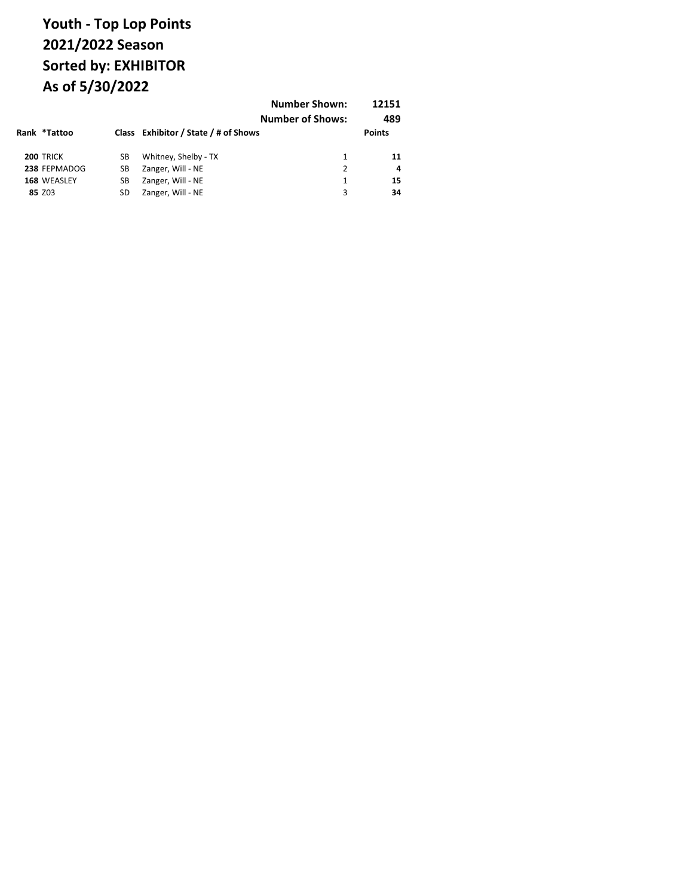# Youth - Top Lop Points
# 2021/2022 Season
# Sorted by: EXHIBITOR
# As of 5/30/2022

| | | | | |
|---|---|---|---|---|
| | | **Number Shown:** | | **12151** |
| | | **Number of Shows:** | | **489** |

| Rank | *Tattoo | Class | Exhibitor / State / # of Shows | | Points |
|---|---|---|---|---|---|
| **200** | TRICK | SB | Whitney, Shelby - TX | 1 | **11** |
| **238** | FEPMADOG | SB | Zanger, Will - NE | 2 | **4** |
| **168** | WEASLEY | SB | Zanger, Will - NE | 1 | **15** |
| **85** | Z03 | SD | Zanger, Will - NE | 3 | **34** |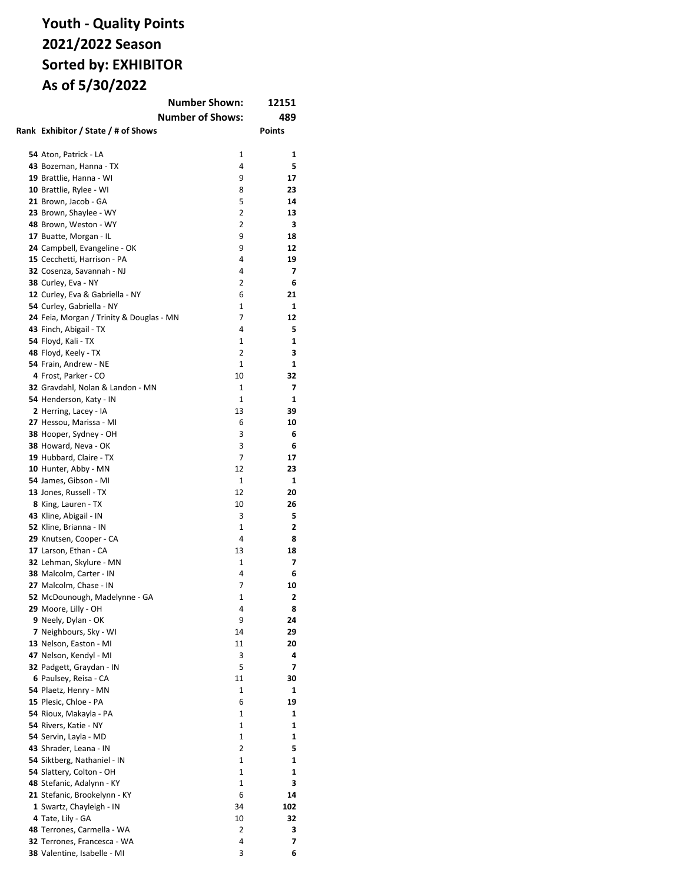# Youth - Quality Points
# 2021/2022 Season
# Sorted by: EXHIBITOR
# As of 5/30/2022

**Number Shown:** 12151

**Number of Shows:** 489

| Rank | Exhibitor / State / # of Shows | | Points |
|---|---|---|---|
| 54 | Aton, Patrick - LA | 1 | 1 |
| 43 | Bozeman, Hanna - TX | 4 | 5 |
| 19 | Brattlie, Hanna - WI | 9 | 17 |
| 10 | Brattlie, Rylee - WI | 8 | 23 |
| 21 | Brown, Jacob - GA | 5 | 14 |
| 23 | Brown, Shaylee - WY | 2 | 13 |
| 48 | Brown, Weston - WY | 2 | 3 |
| 17 | Buatte, Morgan - IL | 9 | 18 |
| 24 | Campbell, Evangeline - OK | 9 | 12 |
| 15 | Cecchetti, Harrison - PA | 4 | 19 |
| 32 | Cosenza, Savannah - NJ | 4 | 7 |
| 38 | Curley, Eva - NY | 2 | 6 |
| 12 | Curley, Eva & Gabriella - NY | 6 | 21 |
| 54 | Curley, Gabriella - NY | 1 | 1 |
| 24 | Feia, Morgan / Trinity & Douglas - MN | 7 | 12 |
| 43 | Finch, Abigail - TX | 4 | 5 |
| 54 | Floyd, Kali - TX | 1 | 1 |
| 48 | Floyd, Keely - TX | 2 | 3 |
| 54 | Frain, Andrew - NE | 1 | 1 |
| 4 | Frost, Parker - CO | 10 | 32 |
| 32 | Gravdahl, Nolan & Landon - MN | 1 | 7 |
| 54 | Henderson, Katy - IN | 1 | 1 |
| 2 | Herring, Lacey - IA | 13 | 39 |
| 27 | Hessou, Marissa - MI | 6 | 10 |
| 38 | Hooper, Sydney - OH | 3 | 6 |
| 38 | Howard, Neva - OK | 3 | 6 |
| 19 | Hubbard, Claire - TX | 7 | 17 |
| 10 | Hunter, Abby - MN | 12 | 23 |
| 54 | James, Gibson - MI | 1 | 1 |
| 13 | Jones, Russell - TX | 12 | 20 |
| 8 | King, Lauren - TX | 10 | 26 |
| 43 | Kline, Abigail - IN | 3 | 5 |
| 52 | Kline, Brianna - IN | 1 | 2 |
| 29 | Knutsen, Cooper - CA | 4 | 8 |
| 17 | Larson, Ethan - CA | 13 | 18 |
| 32 | Lehman, Skylure - MN | 1 | 7 |
| 38 | Malcolm, Carter - IN | 4 | 6 |
| 27 | Malcolm, Chase - IN | 7 | 10 |
| 52 | McDounough, Madelynne - GA | 1 | 2 |
| 29 | Moore, Lilly - OH | 4 | 8 |
| 9 | Neely, Dylan - OK | 9 | 24 |
| 7 | Neighbours, Sky - WI | 14 | 29 |
| 13 | Nelson, Easton - MI | 11 | 20 |
| 47 | Nelson, Kendyl - MI | 3 | 4 |
| 32 | Padgett, Graydan - IN | 5 | 7 |
| 6 | Paulsey, Reisa - CA | 11 | 30 |
| 54 | Plaetz, Henry - MN | 1 | 1 |
| 15 | Plesic, Chloe - PA | 6 | 19 |
| 54 | Rioux, Makayla - PA | 1 | 1 |
| 54 | Rivers, Katie - NY | 1 | 1 |
| 54 | Servin, Layla - MD | 1 | 1 |
| 43 | Shrader, Leana - IN | 2 | 5 |
| 54 | Siktberg, Nathaniel - IN | 1 | 1 |
| 54 | Slattery, Colton - OH | 1 | 1 |
| 48 | Stefanic, Adalynn - KY | 1 | 3 |
| 21 | Stefanic, Brookelynn - KY | 6 | 14 |
| 1 | Swartz, Chayleigh - IN | 34 | 102 |
| 4 | Tate, Lily - GA | 10 | 32 |
| 48 | Terrones, Carmella - WA | 2 | 3 |
| 32 | Terrones, Francesca - WA | 4 | 7 |
| 38 | Valentine, Isabelle - MI | 3 | 6 |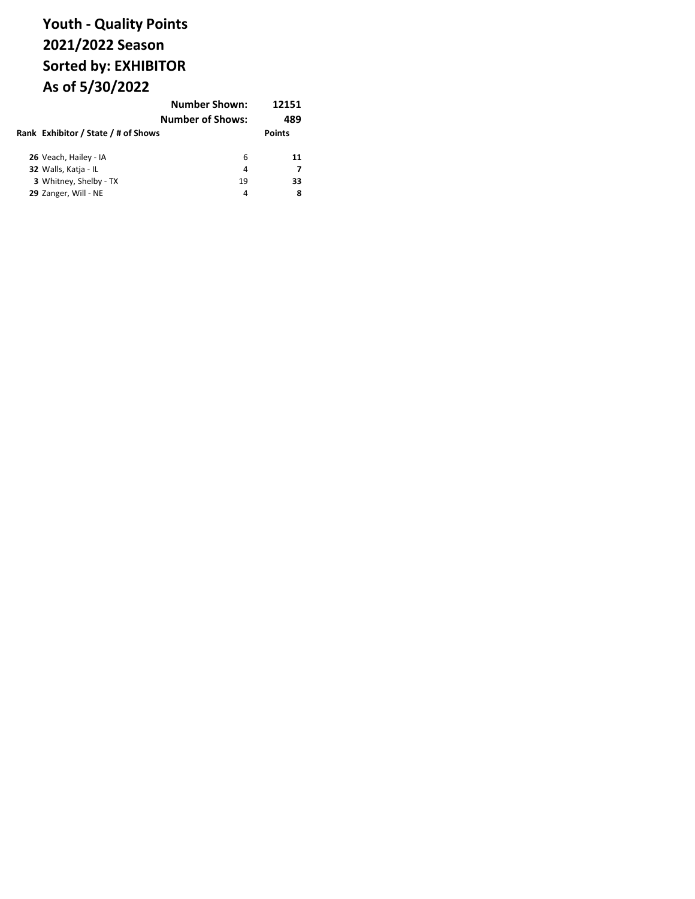# Youth - Quality Points
# 2021/2022 Season
# Sorted by: EXHIBITOR
# As of 5/30/2022

**Number Shown:** **12151**

**Number of Shows:** **489**

| Rank | Exhibitor / State / # of Shows | | Points |
|---|---|---|---|
| **26** | Veach, Hailey - IA | 6 | **11** |
| **32** | Walls, Katja - IL | 4 | **7** |
| **3** | Whitney, Shelby - TX | 19 | **33** |
| **29** | Zanger, Will - NE | 4 | **8** |